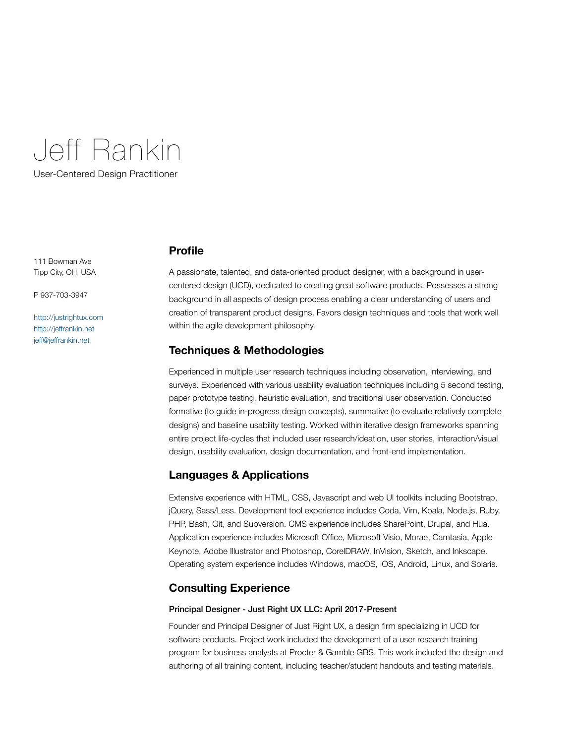# Jeff Rankin

User-Centered Design Practitioner

111 Bowman Ave
Tipp City, OH USA

P 937-703-3947

http://justrightux.com
http://jeffrankin.net
jeff@jeffrankin.net

## Profile

A passionate, talented, and data-oriented product designer, with a background in user-centered design (UCD), dedicated to creating great software products. Possesses a strong background in all aspects of design process enabling a clear understanding of users and creation of transparent product designs. Favors design techniques and tools that work well within the agile development philosophy.

## Techniques & Methodologies

Experienced in multiple user research techniques including observation, interviewing, and surveys. Experienced with various usability evaluation techniques including 5 second testing, paper prototype testing, heuristic evaluation, and traditional user observation. Conducted formative (to guide in-progress design concepts), summative (to evaluate relatively complete designs) and baseline usability testing. Worked within iterative design frameworks spanning entire project life-cycles that included user research/ideation, user stories, interaction/visual design, usability evaluation, design documentation, and front-end implementation.

## Languages & Applications

Extensive experience with HTML, CSS, Javascript and web UI toolkits including Bootstrap, jQuery, Sass/Less. Development tool experience includes Coda, Vim, Koala, Node.js, Ruby, PHP, Bash, Git, and Subversion. CMS experience includes SharePoint, Drupal, and Hua. Application experience includes Microsoft Office, Microsoft Visio, Morae, Camtasia, Apple Keynote, Adobe Illustrator and Photoshop, CorelDRAW, InVision, Sketch, and Inkscape. Operating system experience includes Windows, macOS, iOS, Android, Linux, and Solaris.

## Consulting Experience

### Principal Designer - Just Right UX LLC: April 2017-Present

Founder and Principal Designer of Just Right UX, a design firm specializing in UCD for software products. Project work included the development of a user research training program for business analysts at Procter & Gamble GBS. This work included the design and authoring of all training content, including teacher/student handouts and testing materials.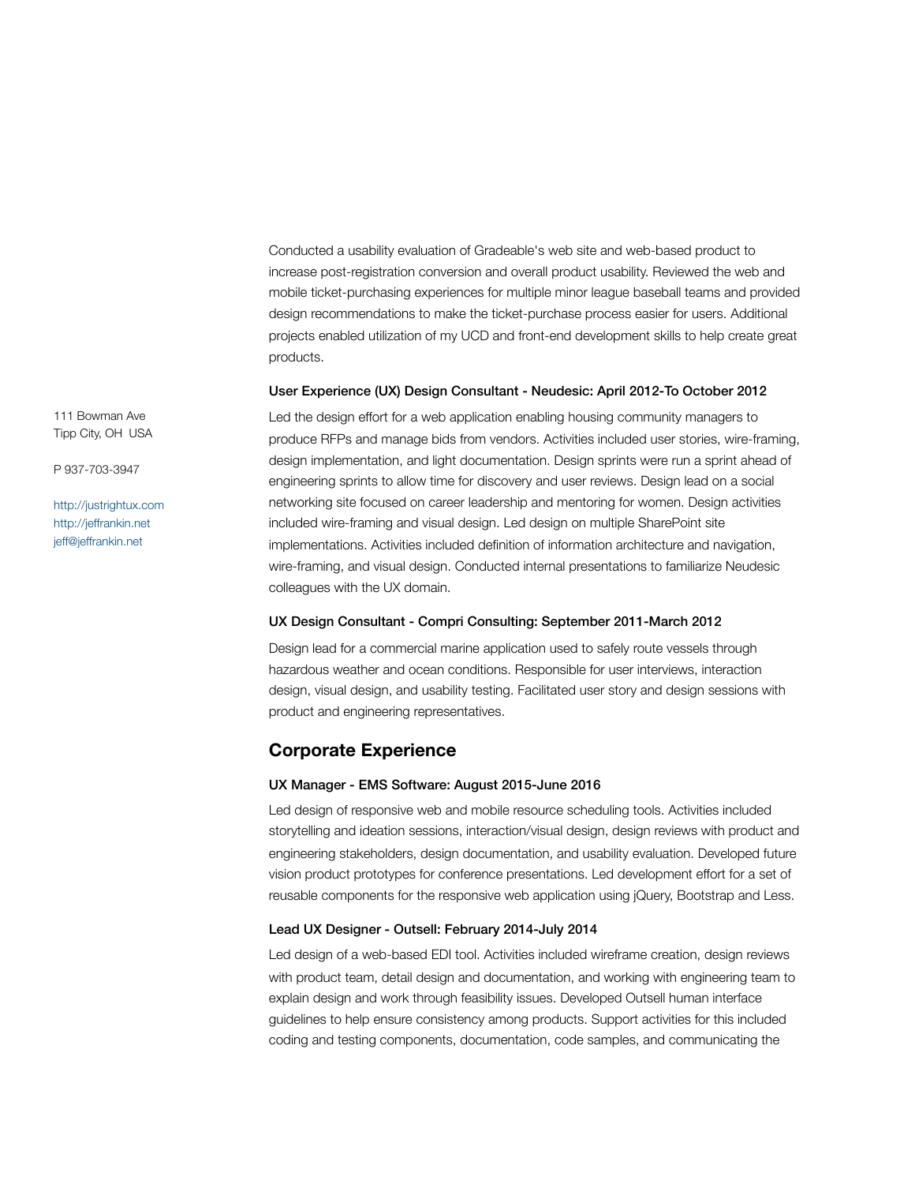Conducted a usability evaluation of Gradeable's web site and web-based product to increase post-registration conversion and overall product usability. Reviewed the web and mobile ticket-purchasing experiences for multiple minor league baseball teams and provided design recommendations to make the ticket-purchase process easier for users. Additional projects enabled utilization of my UCD and front-end development skills to help create great products.

#### User Experience (UX) Design Consultant - Neudesic: April 2012-To October 2012

111 Bowman Ave
Tipp City, OH USA

P 937-703-3947

http://justrightux.com
http://jeffrankin.net
jeff@jeffrankin.net

Led the design effort for a web application enabling housing community managers to produce RFPs and manage bids from vendors. Activities included user stories, wire-framing, design implementation, and light documentation. Design sprints were run a sprint ahead of engineering sprints to allow time for discovery and user reviews. Design lead on a social networking site focused on career leadership and mentoring for women. Design activities included wire-framing and visual design. Led design on multiple SharePoint site implementations. Activities included definition of information architecture and navigation, wire-framing, and visual design. Conducted internal presentations to familiarize Neudesic colleagues with the UX domain.

#### UX Design Consultant - Compri Consulting: September 2011-March 2012

Design lead for a commercial marine application used to safely route vessels through hazardous weather and ocean conditions. Responsible for user interviews, interaction design, visual design, and usability testing. Facilitated user story and design sessions with product and engineering representatives.

### Corporate Experience

#### UX Manager - EMS Software: August 2015-June 2016

Led design of responsive web and mobile resource scheduling tools. Activities included storytelling and ideation sessions, interaction/visual design, design reviews with product and engineering stakeholders, design documentation, and usability evaluation. Developed future vision product prototypes for conference presentations. Led development effort for a set of reusable components for the responsive web application using jQuery, Bootstrap and Less.

#### Lead UX Designer - Outsell: February 2014-July 2014

Led design of a web-based EDI tool. Activities included wireframe creation, design reviews with product team, detail design and documentation, and working with engineering team to explain design and work through feasibility issues. Developed Outsell human interface guidelines to help ensure consistency among products. Support activities for this included coding and testing components, documentation, code samples, and communicating the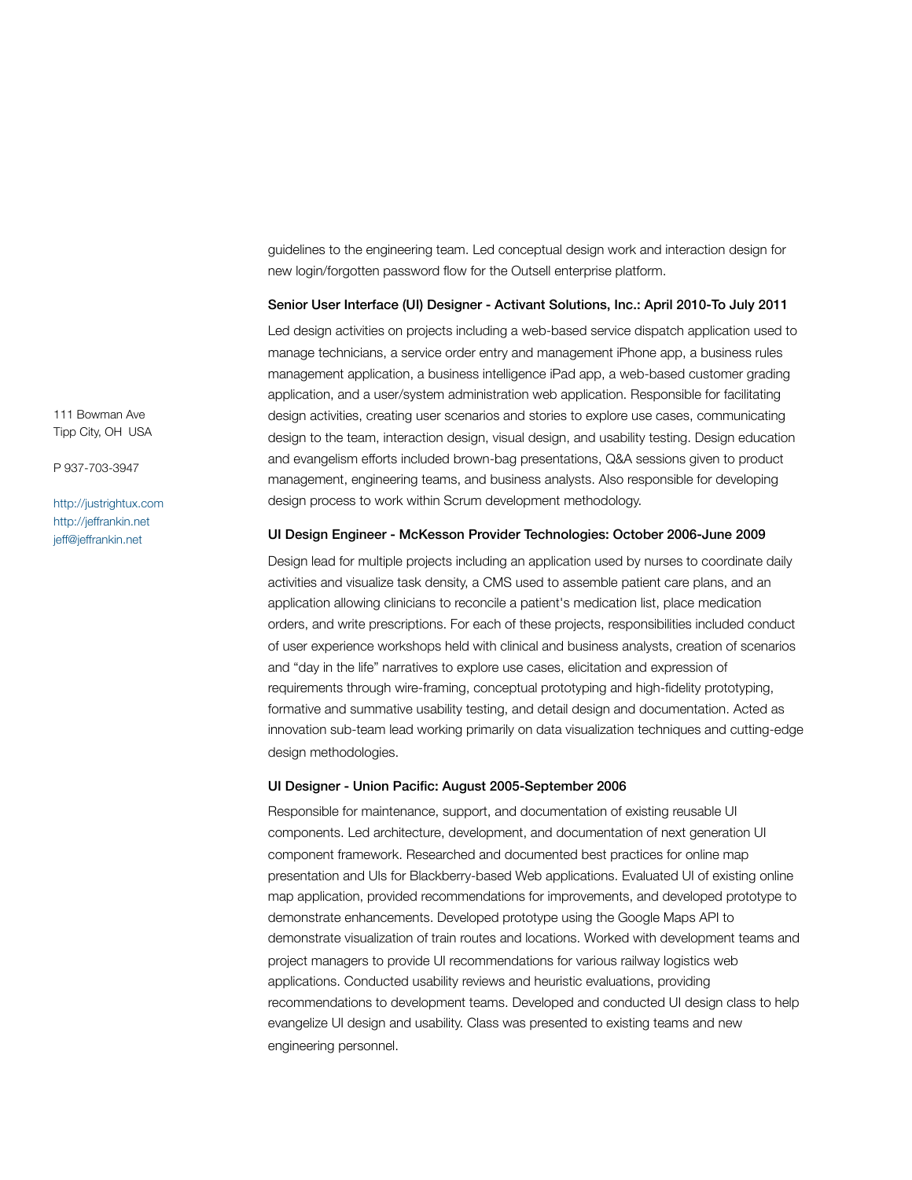guidelines to the engineering team. Led conceptual design work and interaction design for new login/forgotten password flow for the Outsell enterprise platform.

111 Bowman Ave
Tipp City, OH USA

P 937-703-3947

http://justrightux.com
http://jeffrankin.net
jeff@jeffrankin.net

### Senior User Interface (UI) Designer - Activant Solutions, Inc.: April 2010-To July 2011

Led design activities on projects including a web-based service dispatch application used to manage technicians, a service order entry and management iPhone app, a business rules management application, a business intelligence iPad app, a web-based customer grading application, and a user/system administration web application. Responsible for facilitating design activities, creating user scenarios and stories to explore use cases, communicating design to the team, interaction design, visual design, and usability testing. Design education and evangelism efforts included brown-bag presentations, Q&A sessions given to product management, engineering teams, and business analysts. Also responsible for developing design process to work within Scrum development methodology.

### UI Design Engineer - McKesson Provider Technologies: October 2006-June 2009

Design lead for multiple projects including an application used by nurses to coordinate daily activities and visualize task density, a CMS used to assemble patient care plans, and an application allowing clinicians to reconcile a patient's medication list, place medication orders, and write prescriptions. For each of these projects, responsibilities included conduct of user experience workshops held with clinical and business analysts, creation of scenarios and "day in the life" narratives to explore use cases, elicitation and expression of requirements through wire-framing, conceptual prototyping and high-fidelity prototyping, formative and summative usability testing, and detail design and documentation. Acted as innovation sub-team lead working primarily on data visualization techniques and cutting-edge design methodologies.

### UI Designer - Union Pacific: August 2005-September 2006

Responsible for maintenance, support, and documentation of existing reusable UI components. Led architecture, development, and documentation of next generation UI component framework. Researched and documented best practices for online map presentation and UIs for Blackberry-based Web applications. Evaluated UI of existing online map application, provided recommendations for improvements, and developed prototype to demonstrate enhancements. Developed prototype using the Google Maps API to demonstrate visualization of train routes and locations. Worked with development teams and project managers to provide UI recommendations for various railway logistics web applications. Conducted usability reviews and heuristic evaluations, providing recommendations to development teams. Developed and conducted UI design class to help evangelize UI design and usability. Class was presented to existing teams and new engineering personnel.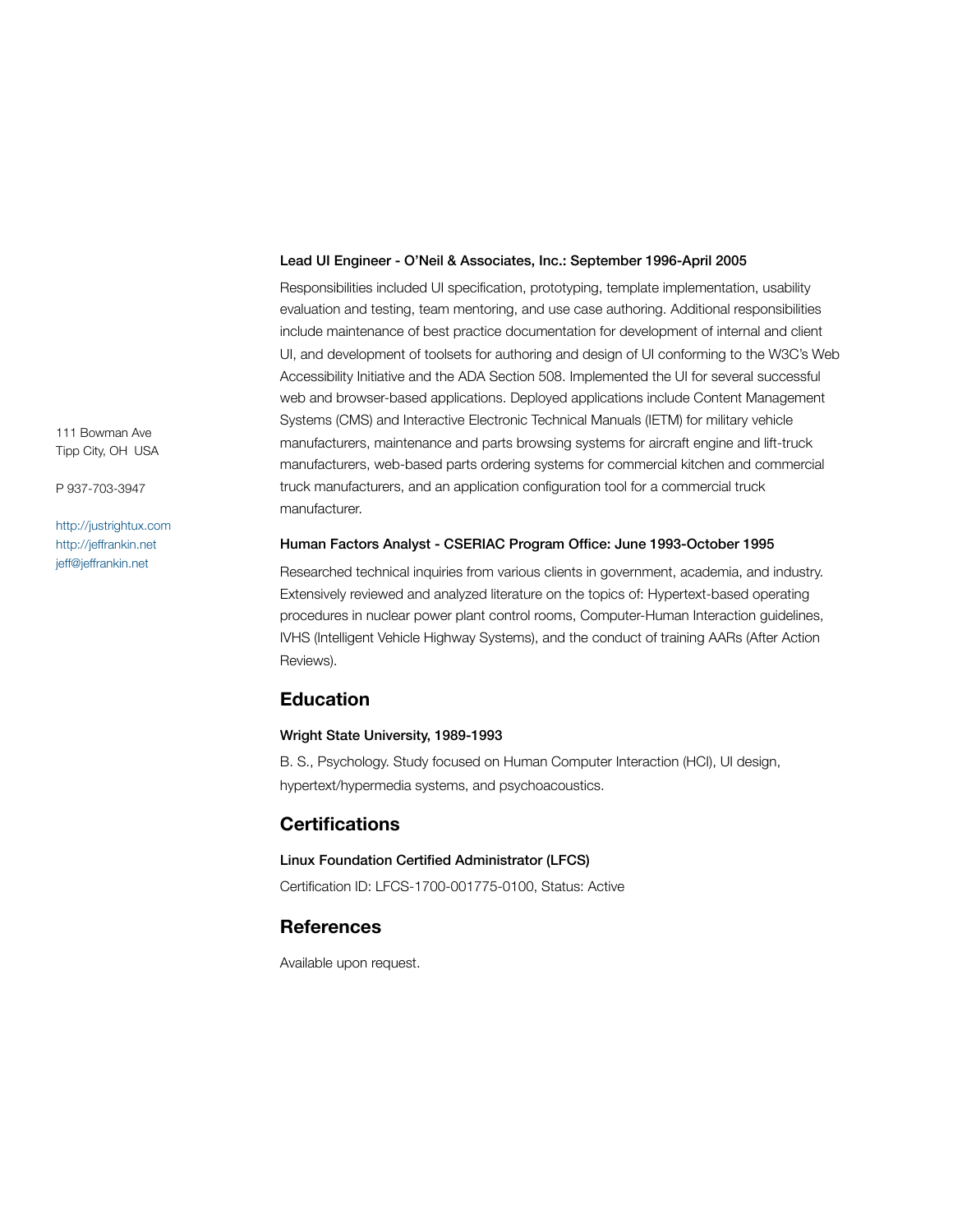111 Bowman Ave
Tipp City, OH  USA

P 937-703-3947

http://justrightux.com
http://jeffrankin.net
jeff@jeffrankin.net

### Lead UI Engineer - O'Neil & Associates, Inc.: September 1996-April 2005

Responsibilities included UI specification, prototyping, template implementation, usability evaluation and testing, team mentoring, and use case authoring. Additional responsibilities include maintenance of best practice documentation for development of internal and client UI, and development of toolsets for authoring and design of UI conforming to the W3C's Web Accessibility Initiative and the ADA Section 508. Implemented the UI for several successful web and browser-based applications. Deployed applications include Content Management Systems (CMS) and Interactive Electronic Technical Manuals (IETM) for military vehicle manufacturers, maintenance and parts browsing systems for aircraft engine and lift-truck manufacturers, web-based parts ordering systems for commercial kitchen and commercial truck manufacturers, and an application configuration tool for a commercial truck manufacturer.

### Human Factors Analyst - CSERIAC Program Office: June 1993-October 1995

Researched technical inquiries from various clients in government, academia, and industry. Extensively reviewed and analyzed literature on the topics of: Hypertext-based operating procedures in nuclear power plant control rooms, Computer-Human Interaction guidelines, IVHS (Intelligent Vehicle Highway Systems), and the conduct of training AARs (After Action Reviews).

## Education

### Wright State University, 1989-1993

B. S., Psychology. Study focused on Human Computer Interaction (HCI), UI design, hypertext/hypermedia systems, and psychoacoustics.

## Certifications

### Linux Foundation Certified Administrator (LFCS)

Certification ID: LFCS-1700-001775-0100, Status: Active

## References

Available upon request.